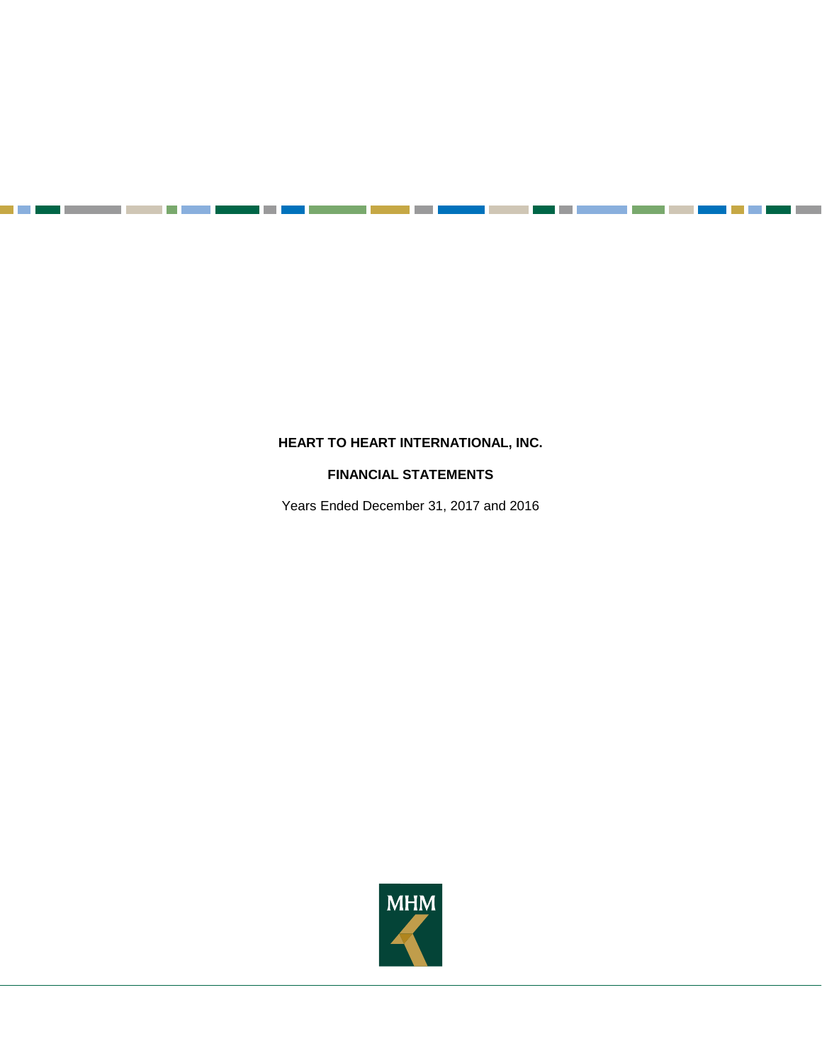**HEART TO HEART INTERNATIONAL, INC.**

**FINANCIAL STATEMENTS**

Years Ended December 31, 2017 and 2016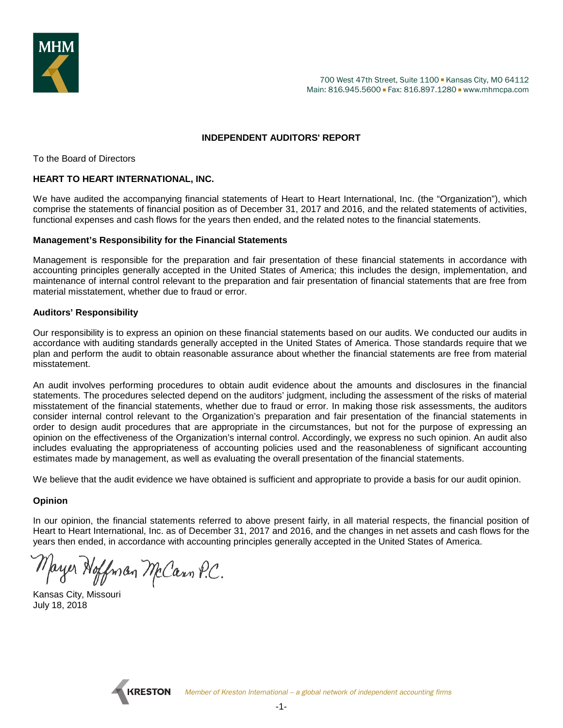700 West 47th Street, Suite 1100 ▪ Kansas City, MO 64112
Main: 816.945.5600 ▪ Fax: 816.897.1280 ▪ www.mhmcpa.com

## INDEPENDENT AUDITORS' REPORT

To the Board of Directors

**HEART TO HEART INTERNATIONAL, INC.**

We have audited the accompanying financial statements of Heart to Heart International, Inc. (the "Organization"), which comprise the statements of financial position as of December 31, 2017 and 2016, and the related statements of activities, functional expenses and cash flows for the years then ended, and the related notes to the financial statements.

### Management's Responsibility for the Financial Statements

Management is responsible for the preparation and fair presentation of these financial statements in accordance with accounting principles generally accepted in the United States of America; this includes the design, implementation, and maintenance of internal control relevant to the preparation and fair presentation of financial statements that are free from material misstatement, whether due to fraud or error.

### Auditors' Responsibility

Our responsibility is to express an opinion on these financial statements based on our audits. We conducted our audits in accordance with auditing standards generally accepted in the United States of America. Those standards require that we plan and perform the audit to obtain reasonable assurance about whether the financial statements are free from material misstatement.

An audit involves performing procedures to obtain audit evidence about the amounts and disclosures in the financial statements. The procedures selected depend on the auditors' judgment, including the assessment of the risks of material misstatement of the financial statements, whether due to fraud or error. In making those risk assessments, the auditors consider internal control relevant to the Organization's preparation and fair presentation of the financial statements in order to design audit procedures that are appropriate in the circumstances, but not for the purpose of expressing an opinion on the effectiveness of the Organization's internal control. Accordingly, we express no such opinion. An audit also includes evaluating the appropriateness of accounting policies used and the reasonableness of significant accounting estimates made by management, as well as evaluating the overall presentation of the financial statements.

We believe that the audit evidence we have obtained is sufficient and appropriate to provide a basis for our audit opinion.

### Opinion

In our opinion, the financial statements referred to above present fairly, in all material respects, the financial position of Heart to Heart International, Inc. as of December 31, 2017 and 2016, and the changes in net assets and cash flows for the years then ended, in accordance with accounting principles generally accepted in the United States of America.

Mayer Hoffman McCann P.C.

Kansas City, Missouri
July 18, 2018

*Member of Kreston International – a global network of independent accounting firms*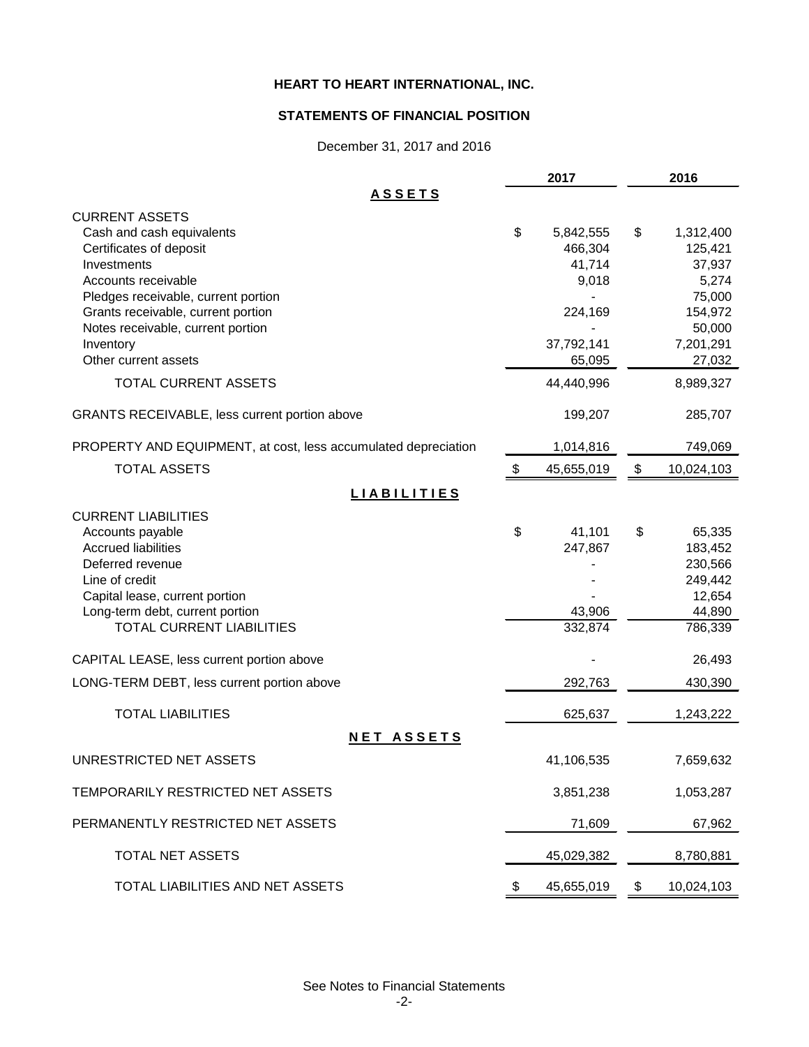# HEART TO HEART INTERNATIONAL, INC.

## STATEMENTS OF FINANCIAL POSITION

December 31, 2017 and 2016

| | 2017 | 2016 |
|---|---|---|
| **ASSETS** | | |
| CURRENT ASSETS | | |
| Cash and cash equivalents | $ 5,842,555 | $ 1,312,400 |
| Certificates of deposit | 466,304 | 125,421 |
| Investments | 41,714 | 37,937 |
| Accounts receivable | 9,018 | 5,274 |
| Pledges receivable, current portion | - | 75,000 |
| Grants receivable, current portion | 224,169 | 154,972 |
| Notes receivable, current portion | - | 50,000 |
| Inventory | 37,792,141 | 7,201,291 |
| Other current assets | 65,095 | 27,032 |
| TOTAL CURRENT ASSETS | 44,440,996 | 8,989,327 |
| GRANTS RECEIVABLE, less current portion above | 199,207 | 285,707 |
| PROPERTY AND EQUIPMENT, at cost, less accumulated depreciation | 1,014,816 | 749,069 |
| TOTAL ASSETS | $ 45,655,019 | $ 10,024,103 |
| **LIABILITIES** | | |
| CURRENT LIABILITIES | | |
| Accounts payable | $ 41,101 | $ 65,335 |
| Accrued liabilities | 247,867 | 183,452 |
| Deferred revenue | - | 230,566 |
| Line of credit | - | 249,442 |
| Capital lease, current portion | - | 12,654 |
| Long-term debt, current portion | 43,906 | 44,890 |
| TOTAL CURRENT LIABILITIES | 332,874 | 786,339 |
| CAPITAL LEASE, less current portion above | - | 26,493 |
| LONG-TERM DEBT, less current portion above | 292,763 | 430,390 |
| TOTAL LIABILITIES | 625,637 | 1,243,222 |
| **NET ASSETS** | | |
| UNRESTRICTED NET ASSETS | 41,106,535 | 7,659,632 |
| TEMPORARILY RESTRICTED NET ASSETS | 3,851,238 | 1,053,287 |
| PERMANENTLY RESTRICTED NET ASSETS | 71,609 | 67,962 |
| TOTAL NET ASSETS | 45,029,382 | 8,780,881 |
| TOTAL LIABILITIES AND NET ASSETS | $ 45,655,019 | $ 10,024,103 |

See Notes to Financial Statements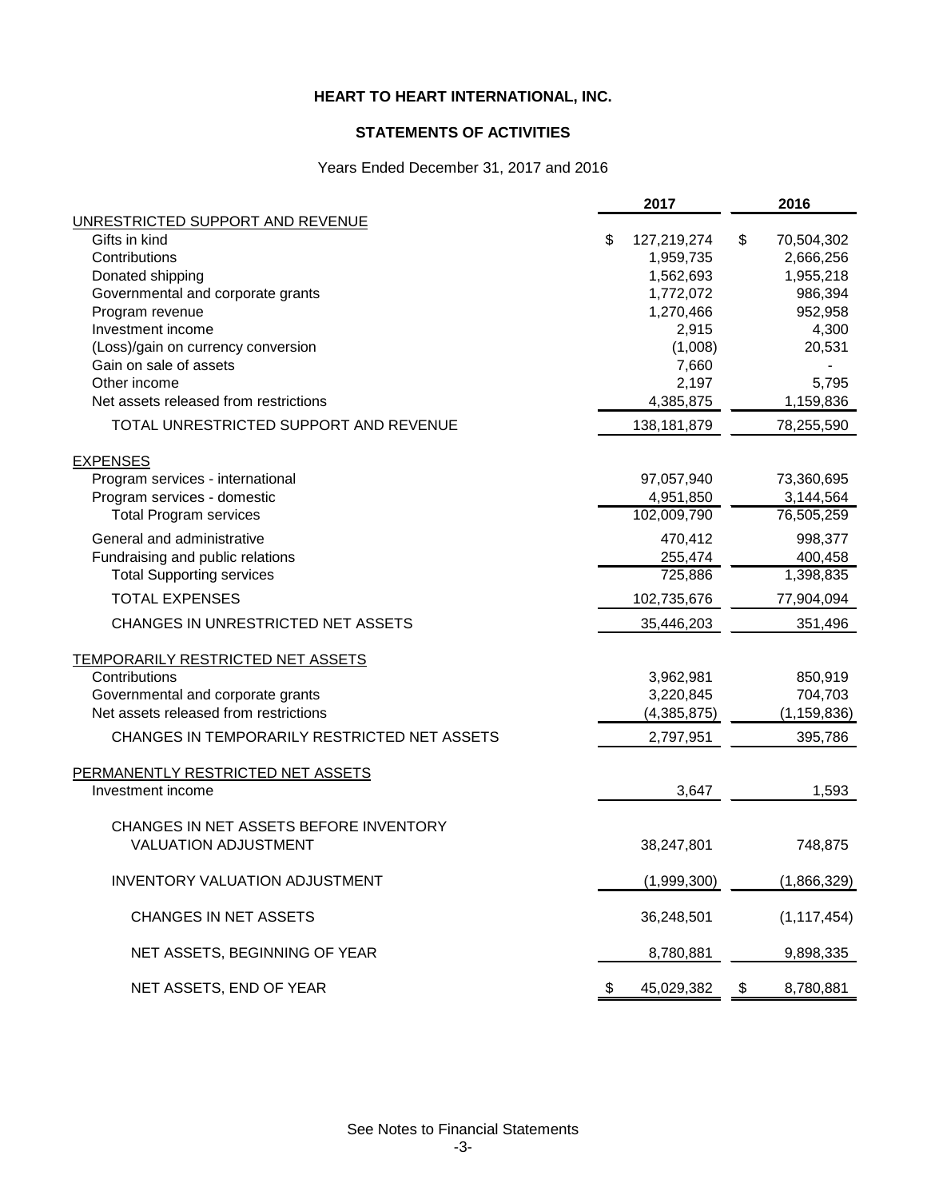**HEART TO HEART INTERNATIONAL, INC.**

**STATEMENTS OF ACTIVITIES**

Years Ended December 31, 2017 and 2016

| | 2017 | 2016 |
|---|---|---|
| UNRESTRICTED SUPPORT AND REVENUE | | |
| Gifts in kind | $ 127,219,274 | $ 70,504,302 |
| Contributions | 1,959,735 | 2,666,256 |
| Donated shipping | 1,562,693 | 1,955,218 |
| Governmental and corporate grants | 1,772,072 | 986,394 |
| Program revenue | 1,270,466 | 952,958 |
| Investment income | 2,915 | 4,300 |
| (Loss)/gain on currency conversion | (1,008) | 20,531 |
| Gain on sale of assets | 7,660 | - |
| Other income | 2,197 | 5,795 |
| Net assets released from restrictions | 4,385,875 | 1,159,836 |
| TOTAL UNRESTRICTED SUPPORT AND REVENUE | 138,181,879 | 78,255,590 |
| EXPENSES | | |
| Program services - international | 97,057,940 | 73,360,695 |
| Program services - domestic | 4,951,850 | 3,144,564 |
| Total Program services | 102,009,790 | 76,505,259 |
| General and administrative | 470,412 | 998,377 |
| Fundraising and public relations | 255,474 | 400,458 |
| Total Supporting services | 725,886 | 1,398,835 |
| TOTAL EXPENSES | 102,735,676 | 77,904,094 |
| CHANGES IN UNRESTRICTED NET ASSETS | 35,446,203 | 351,496 |
| TEMPORARILY RESTRICTED NET ASSETS | | |
| Contributions | 3,962,981 | 850,919 |
| Governmental and corporate grants | 3,220,845 | 704,703 |
| Net assets released from restrictions | (4,385,875) | (1,159,836) |
| CHANGES IN TEMPORARILY RESTRICTED NET ASSETS | 2,797,951 | 395,786 |
| PERMANENTLY RESTRICTED NET ASSETS | | |
| Investment income | 3,647 | 1,593 |
| CHANGES IN NET ASSETS BEFORE INVENTORY VALUATION ADJUSTMENT | 38,247,801 | 748,875 |
| INVENTORY VALUATION ADJUSTMENT | (1,999,300) | (1,866,329) |
| CHANGES IN NET ASSETS | 36,248,501 | (1,117,454) |
| NET ASSETS, BEGINNING OF YEAR | 8,780,881 | 9,898,335 |
| NET ASSETS, END OF YEAR | $ 45,029,382 | $ 8,780,881 |

See Notes to Financial Statements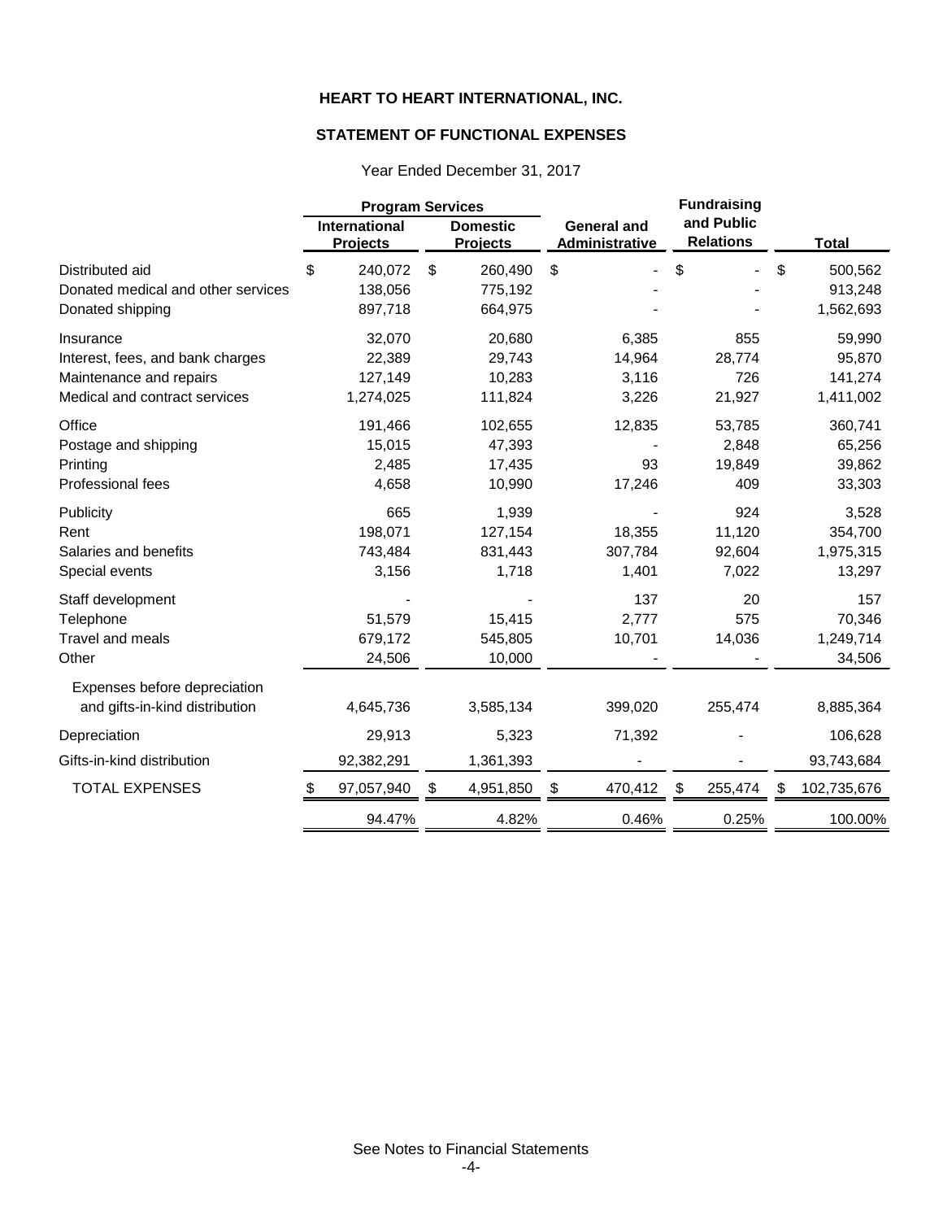# HEART TO HEART INTERNATIONAL, INC.

## STATEMENT OF FUNCTIONAL EXPENSES

Year Ended December 31, 2017

| | Program Services | | | Fundraising | |
|---|---|---|---|---|---|
| | International Projects | Domestic Projects | General and Administrative | and Public Relations | Total |
| Distributed aid | $ 240,072 | $ 260,490 | $ - | $ - | $ 500,562 |
| Donated medical and other services | 138,056 | 775,192 | - | - | 913,248 |
| Donated shipping | 897,718 | 664,975 | - | - | 1,562,693 |
| Insurance | 32,070 | 20,680 | 6,385 | 855 | 59,990 |
| Interest, fees, and bank charges | 22,389 | 29,743 | 14,964 | 28,774 | 95,870 |
| Maintenance and repairs | 127,149 | 10,283 | 3,116 | 726 | 141,274 |
| Medical and contract services | 1,274,025 | 111,824 | 3,226 | 21,927 | 1,411,002 |
| Office | 191,466 | 102,655 | 12,835 | 53,785 | 360,741 |
| Postage and shipping | 15,015 | 47,393 | - | 2,848 | 65,256 |
| Printing | 2,485 | 17,435 | 93 | 19,849 | 39,862 |
| Professional fees | 4,658 | 10,990 | 17,246 | 409 | 33,303 |
| Publicity | 665 | 1,939 | - | 924 | 3,528 |
| Rent | 198,071 | 127,154 | 18,355 | 11,120 | 354,700 |
| Salaries and benefits | 743,484 | 831,443 | 307,784 | 92,604 | 1,975,315 |
| Special events | 3,156 | 1,718 | 1,401 | 7,022 | 13,297 |
| Staff development | - | - | 137 | 20 | 157 |
| Telephone | 51,579 | 15,415 | 2,777 | 575 | 70,346 |
| Travel and meals | 679,172 | 545,805 | 10,701 | 14,036 | 1,249,714 |
| Other | 24,506 | 10,000 | - | - | 34,506 |
| Expenses before depreciation and gifts-in-kind distribution | 4,645,736 | 3,585,134 | 399,020 | 255,474 | 8,885,364 |
| Depreciation | 29,913 | 5,323 | 71,392 | - | 106,628 |
| Gifts-in-kind distribution | 92,382,291 | 1,361,393 | - | - | 93,743,684 |
| TOTAL EXPENSES | $ 97,057,940 | $ 4,951,850 | $ 470,412 | $ 255,474 | $ 102,735,676 |
| | 94.47% | 4.82% | 0.46% | 0.25% | 100.00% |

See Notes to Financial Statements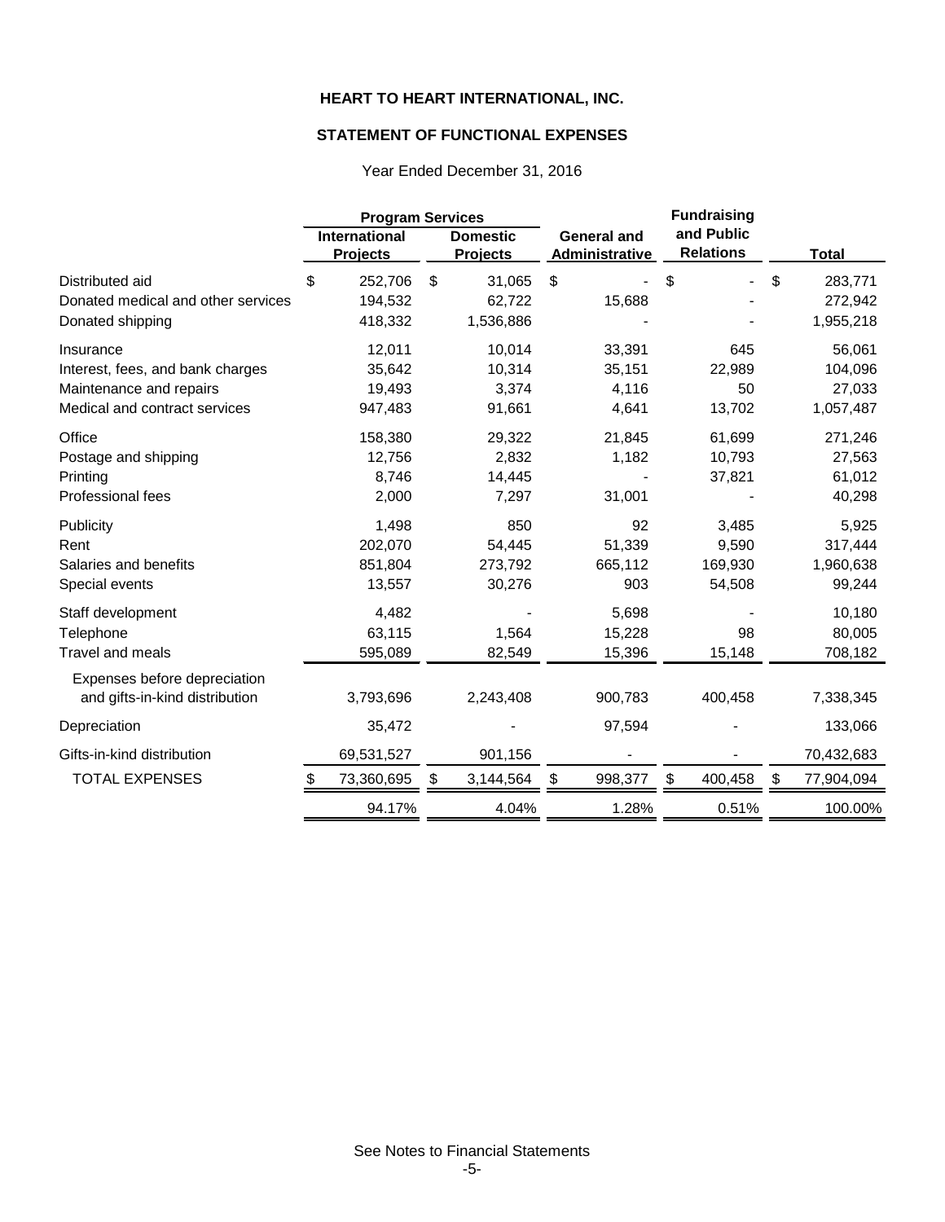# HEART TO HEART INTERNATIONAL, INC.

## STATEMENT OF FUNCTIONAL EXPENSES

Year Ended December 31, 2016

| | Program Services | | | Fundraising | |
|---|---|---|---|---|---|
| | International Projects | Domestic Projects | General and Administrative | and Public Relations | Total |
| Distributed aid | $ 252,706 | $ 31,065 | $ - | $ - | $ 283,771 |
| Donated medical and other services | 194,532 | 62,722 | 15,688 | - | 272,942 |
| Donated shipping | 418,332 | 1,536,886 | - | - | 1,955,218 |
| Insurance | 12,011 | 10,014 | 33,391 | 645 | 56,061 |
| Interest, fees, and bank charges | 35,642 | 10,314 | 35,151 | 22,989 | 104,096 |
| Maintenance and repairs | 19,493 | 3,374 | 4,116 | 50 | 27,033 |
| Medical and contract services | 947,483 | 91,661 | 4,641 | 13,702 | 1,057,487 |
| Office | 158,380 | 29,322 | 21,845 | 61,699 | 271,246 |
| Postage and shipping | 12,756 | 2,832 | 1,182 | 10,793 | 27,563 |
| Printing | 8,746 | 14,445 | - | 37,821 | 61,012 |
| Professional fees | 2,000 | 7,297 | 31,001 | - | 40,298 |
| Publicity | 1,498 | 850 | 92 | 3,485 | 5,925 |
| Rent | 202,070 | 54,445 | 51,339 | 9,590 | 317,444 |
| Salaries and benefits | 851,804 | 273,792 | 665,112 | 169,930 | 1,960,638 |
| Special events | 13,557 | 30,276 | 903 | 54,508 | 99,244 |
| Staff development | 4,482 | - | 5,698 | - | 10,180 |
| Telephone | 63,115 | 1,564 | 15,228 | 98 | 80,005 |
| Travel and meals | 595,089 | 82,549 | 15,396 | 15,148 | 708,182 |
| Expenses before depreciation and gifts-in-kind distribution | 3,793,696 | 2,243,408 | 900,783 | 400,458 | 7,338,345 |
| Depreciation | 35,472 | - | 97,594 | - | 133,066 |
| Gifts-in-kind distribution | 69,531,527 | 901,156 | - | - | 70,432,683 |
| TOTAL EXPENSES | $ 73,360,695 | $ 3,144,564 | $ 998,377 | $ 400,458 | $ 77,904,094 |
| | 94.17% | 4.04% | 1.28% | 0.51% | 100.00% |

See Notes to Financial Statements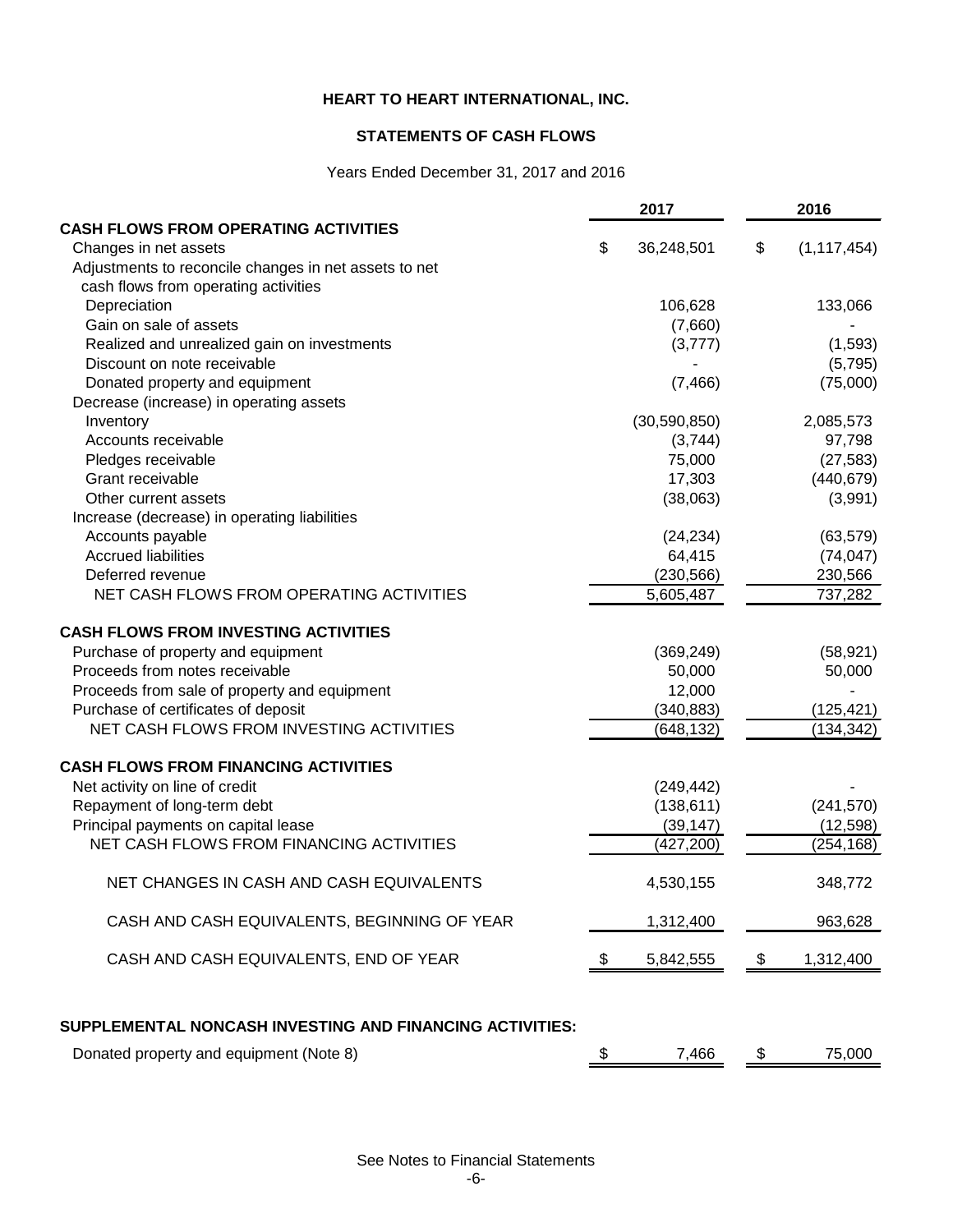**HEART TO HEART INTERNATIONAL, INC.**

**STATEMENTS OF CASH FLOWS**

Years Ended December 31, 2017 and 2016

| | 2017 | 2016 |
|---|---|---|
| **CASH FLOWS FROM OPERATING ACTIVITIES** | | |
| Changes in net assets | $ 36,248,501 | $ (1,117,454) |
| Adjustments to reconcile changes in net assets to net cash flows from operating activities | | |
| Depreciation | 106,628 | 133,066 |
| Gain on sale of assets | (7,660) | - |
| Realized and unrealized gain on investments | (3,777) | (1,593) |
| Discount on note receivable | - | (5,795) |
| Donated property and equipment | (7,466) | (75,000) |
| Decrease (increase) in operating assets | | |
| Inventory | (30,590,850) | 2,085,573 |
| Accounts receivable | (3,744) | 97,798 |
| Pledges receivable | 75,000 | (27,583) |
| Grant receivable | 17,303 | (440,679) |
| Other current assets | (38,063) | (3,991) |
| Increase (decrease) in operating liabilities | | |
| Accounts payable | (24,234) | (63,579) |
| Accrued liabilities | 64,415 | (74,047) |
| Deferred revenue | (230,566) | 230,566 |
| NET CASH FLOWS FROM OPERATING ACTIVITIES | 5,605,487 | 737,282 |
| **CASH FLOWS FROM INVESTING ACTIVITIES** | | |
| Purchase of property and equipment | (369,249) | (58,921) |
| Proceeds from notes receivable | 50,000 | 50,000 |
| Proceeds from sale of property and equipment | 12,000 | - |
| Purchase of certificates of deposit | (340,883) | (125,421) |
| NET CASH FLOWS FROM INVESTING ACTIVITIES | (648,132) | (134,342) |
| **CASH FLOWS FROM FINANCING ACTIVITIES** | | |
| Net activity on line of credit | (249,442) | - |
| Repayment of long-term debt | (138,611) | (241,570) |
| Principal payments on capital lease | (39,147) | (12,598) |
| NET CASH FLOWS FROM FINANCING ACTIVITIES | (427,200) | (254,168) |
| NET CHANGES IN CASH AND CASH EQUIVALENTS | 4,530,155 | 348,772 |
| CASH AND CASH EQUIVALENTS, BEGINNING OF YEAR | 1,312,400 | 963,628 |
| CASH AND CASH EQUIVALENTS, END OF YEAR | $ 5,842,555 | $ 1,312,400 |

**SUPPLEMENTAL NONCASH INVESTING AND FINANCING ACTIVITIES:**

| | 2017 | 2016 |
|---|---|---|
| Donated property and equipment (Note 8) | $ 7,466 | $ 75,000 |

See Notes to Financial Statements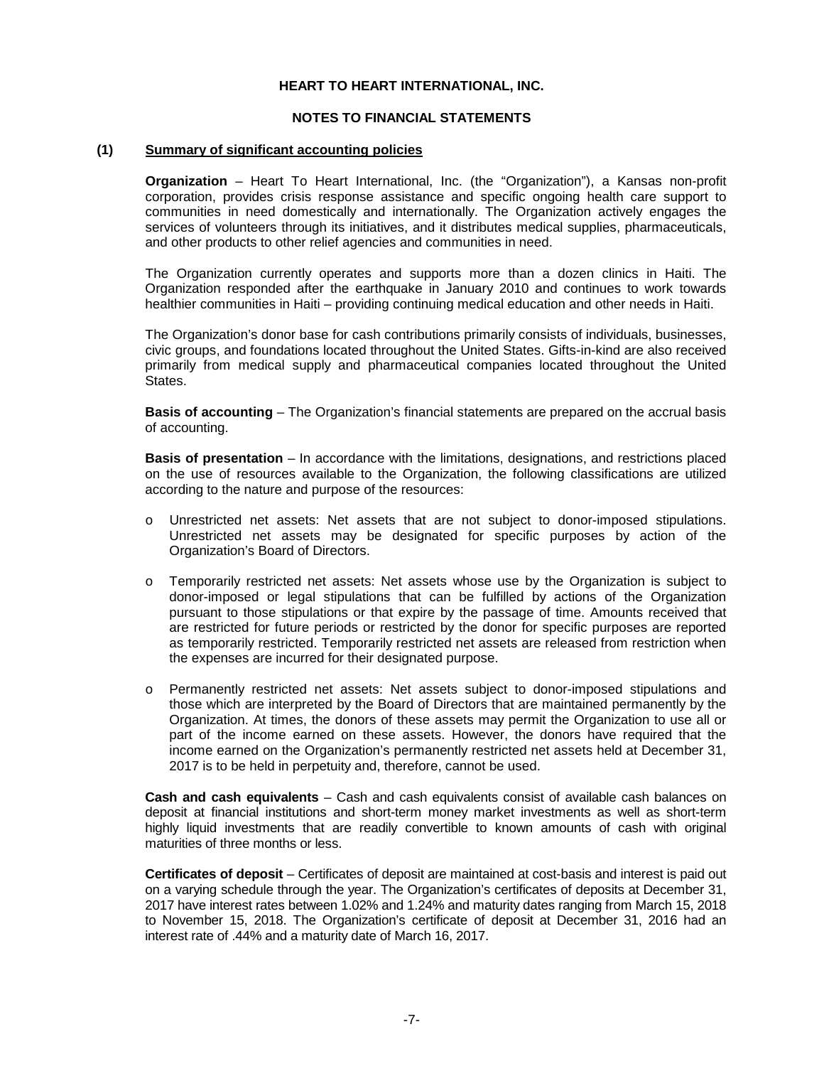# HEART TO HEART INTERNATIONAL, INC.

## NOTES TO FINANCIAL STATEMENTS

### (1) Summary of significant accounting policies

**Organization** – Heart To Heart International, Inc. (the "Organization"), a Kansas non-profit corporation, provides crisis response assistance and specific ongoing health care support to communities in need domestically and internationally. The Organization actively engages the services of volunteers through its initiatives, and it distributes medical supplies, pharmaceuticals, and other products to other relief agencies and communities in need.

The Organization currently operates and supports more than a dozen clinics in Haiti. The Organization responded after the earthquake in January 2010 and continues to work towards healthier communities in Haiti – providing continuing medical education and other needs in Haiti.

The Organization's donor base for cash contributions primarily consists of individuals, businesses, civic groups, and foundations located throughout the United States. Gifts-in-kind are also received primarily from medical supply and pharmaceutical companies located throughout the United States.

**Basis of accounting** – The Organization's financial statements are prepared on the accrual basis of accounting.

**Basis of presentation** – In accordance with the limitations, designations, and restrictions placed on the use of resources available to the Organization, the following classifications are utilized according to the nature and purpose of the resources:

- Unrestricted net assets: Net assets that are not subject to donor-imposed stipulations. Unrestricted net assets may be designated for specific purposes by action of the Organization's Board of Directors.
- Temporarily restricted net assets: Net assets whose use by the Organization is subject to donor-imposed or legal stipulations that can be fulfilled by actions of the Organization pursuant to those stipulations or that expire by the passage of time. Amounts received that are restricted for future periods or restricted by the donor for specific purposes are reported as temporarily restricted. Temporarily restricted net assets are released from restriction when the expenses are incurred for their designated purpose.
- Permanently restricted net assets: Net assets subject to donor-imposed stipulations and those which are interpreted by the Board of Directors that are maintained permanently by the Organization. At times, the donors of these assets may permit the Organization to use all or part of the income earned on these assets. However, the donors have required that the income earned on the Organization's permanently restricted net assets held at December 31, 2017 is to be held in perpetuity and, therefore, cannot be used.

**Cash and cash equivalents** – Cash and cash equivalents consist of available cash balances on deposit at financial institutions and short-term money market investments as well as short-term highly liquid investments that are readily convertible to known amounts of cash with original maturities of three months or less.

**Certificates of deposit** – Certificates of deposit are maintained at cost-basis and interest is paid out on a varying schedule through the year. The Organization's certificates of deposits at December 31, 2017 have interest rates between 1.02% and 1.24% and maturity dates ranging from March 15, 2018 to November 15, 2018. The Organization's certificate of deposit at December 31, 2016 had an interest rate of .44% and a maturity date of March 16, 2017.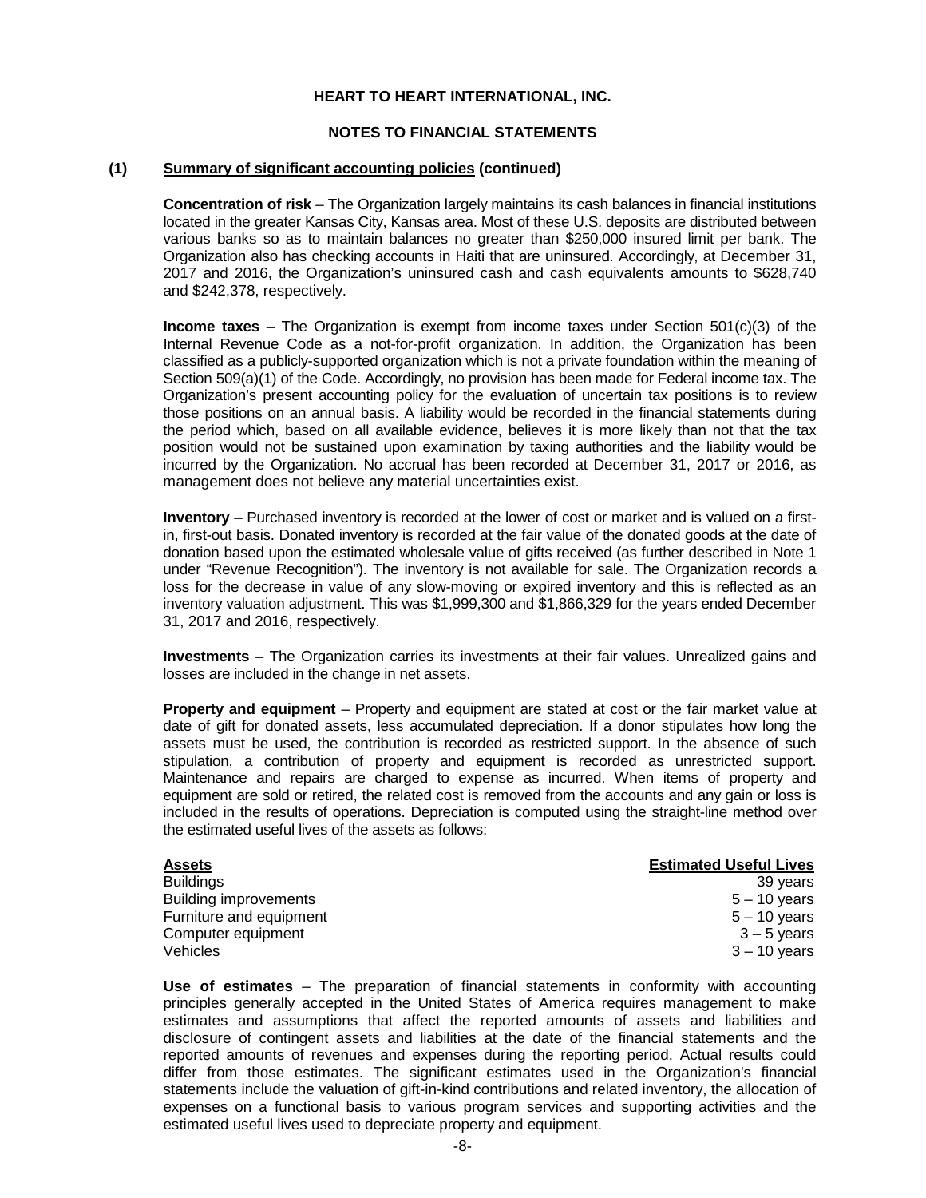HEART TO HEART INTERNATIONAL, INC.

NOTES TO FINANCIAL STATEMENTS

**(1) Summary of significant accounting policies (continued)**

**Concentration of risk** – The Organization largely maintains its cash balances in financial institutions located in the greater Kansas City, Kansas area. Most of these U.S. deposits are distributed between various banks so as to maintain balances no greater than $250,000 insured limit per bank. The Organization also has checking accounts in Haiti that are uninsured. Accordingly, at December 31, 2017 and 2016, the Organization's uninsured cash and cash equivalents amounts to $628,740 and $242,378, respectively.

**Income taxes** – The Organization is exempt from income taxes under Section 501(c)(3) of the Internal Revenue Code as a not-for-profit organization. In addition, the Organization has been classified as a publicly-supported organization which is not a private foundation within the meaning of Section 509(a)(1) of the Code. Accordingly, no provision has been made for Federal income tax. The Organization's present accounting policy for the evaluation of uncertain tax positions is to review those positions on an annual basis. A liability would be recorded in the financial statements during the period which, based on all available evidence, believes it is more likely than not that the tax position would not be sustained upon examination by taxing authorities and the liability would be incurred by the Organization. No accrual has been recorded at December 31, 2017 or 2016, as management does not believe any material uncertainties exist.

**Inventory** – Purchased inventory is recorded at the lower of cost or market and is valued on a first-in, first-out basis. Donated inventory is recorded at the fair value of the donated goods at the date of donation based upon the estimated wholesale value of gifts received (as further described in Note 1 under "Revenue Recognition"). The inventory is not available for sale. The Organization records a loss for the decrease in value of any slow-moving or expired inventory and this is reflected as an inventory valuation adjustment. This was $1,999,300 and $1,866,329 for the years ended December 31, 2017 and 2016, respectively.

**Investments** – The Organization carries its investments at their fair values. Unrealized gains and losses are included in the change in net assets.

**Property and equipment** – Property and equipment are stated at cost or the fair market value at date of gift for donated assets, less accumulated depreciation. If a donor stipulates how long the assets must be used, the contribution is recorded as restricted support. In the absence of such stipulation, a contribution of property and equipment is recorded as unrestricted support. Maintenance and repairs are charged to expense as incurred. When items of property and equipment are sold or retired, the related cost is removed from the accounts and any gain or loss is included in the results of operations. Depreciation is computed using the straight-line method over the estimated useful lives of the assets as follows:

| Assets | Estimated Useful Lives |
|---|---|
| Buildings | 39 years |
| Building improvements | 5 – 10 years |
| Furniture and equipment | 5 – 10 years |
| Computer equipment | 3 – 5 years |
| Vehicles | 3 – 10 years |

**Use of estimates** – The preparation of financial statements in conformity with accounting principles generally accepted in the United States of America requires management to make estimates and assumptions that affect the reported amounts of assets and liabilities and disclosure of contingent assets and liabilities at the date of the financial statements and the reported amounts of revenues and expenses during the reporting period. Actual results could differ from those estimates. The significant estimates used in the Organization's financial statements include the valuation of gift-in-kind contributions and related inventory, the allocation of expenses on a functional basis to various program services and supporting activities and the estimated useful lives used to depreciate property and equipment.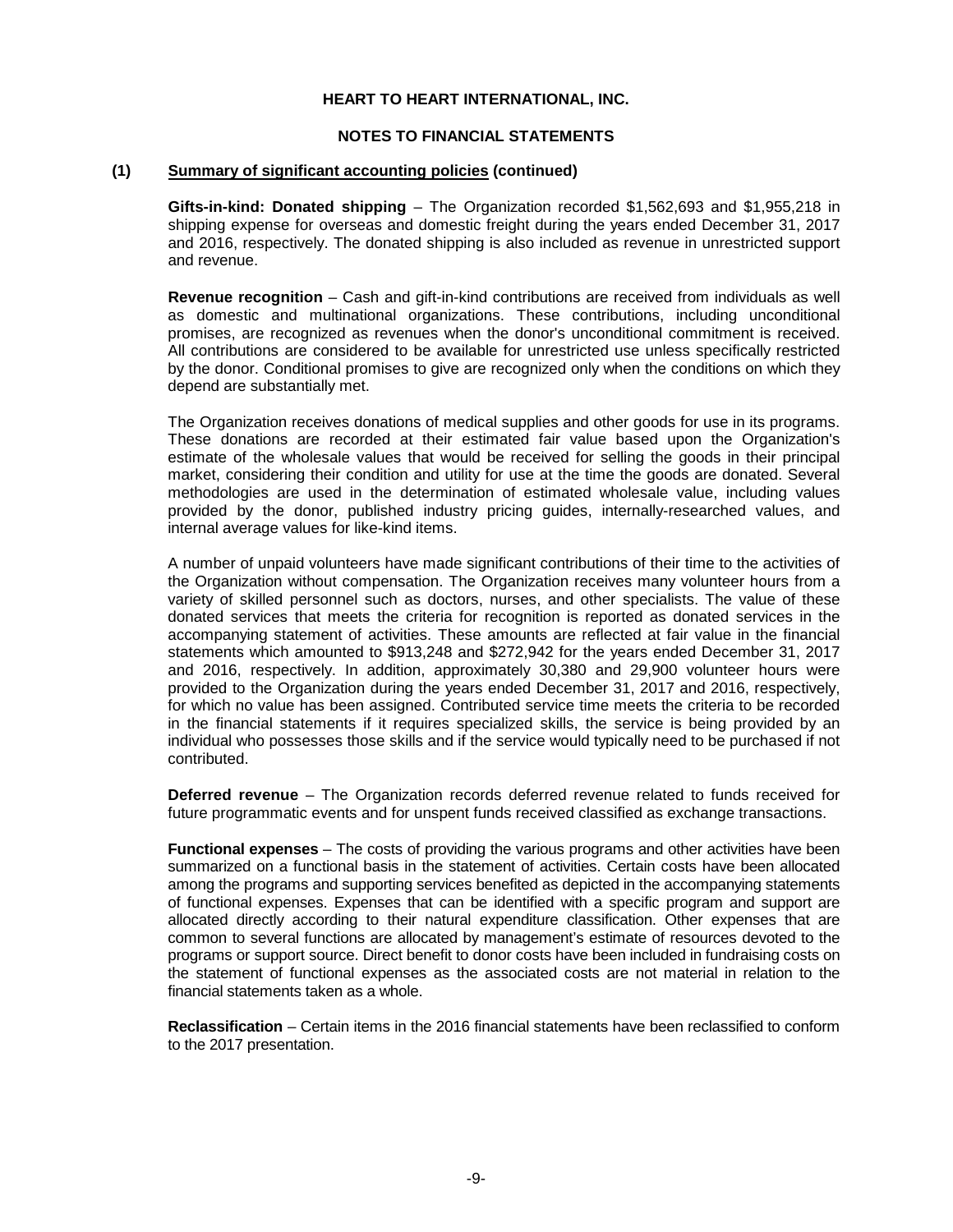HEART TO HEART INTERNATIONAL, INC.

NOTES TO FINANCIAL STATEMENTS

**(1) Summary of significant accounting policies (continued)**

**Gifts-in-kind: Donated shipping** – The Organization recorded $1,562,693 and $1,955,218 in shipping expense for overseas and domestic freight during the years ended December 31, 2017 and 2016, respectively. The donated shipping is also included as revenue in unrestricted support and revenue.

**Revenue recognition** – Cash and gift-in-kind contributions are received from individuals as well as domestic and multinational organizations. These contributions, including unconditional promises, are recognized as revenues when the donor's unconditional commitment is received. All contributions are considered to be available for unrestricted use unless specifically restricted by the donor. Conditional promises to give are recognized only when the conditions on which they depend are substantially met.

The Organization receives donations of medical supplies and other goods for use in its programs. These donations are recorded at their estimated fair value based upon the Organization's estimate of the wholesale values that would be received for selling the goods in their principal market, considering their condition and utility for use at the time the goods are donated. Several methodologies are used in the determination of estimated wholesale value, including values provided by the donor, published industry pricing guides, internally-researched values, and internal average values for like-kind items.

A number of unpaid volunteers have made significant contributions of their time to the activities of the Organization without compensation. The Organization receives many volunteer hours from a variety of skilled personnel such as doctors, nurses, and other specialists. The value of these donated services that meets the criteria for recognition is reported as donated services in the accompanying statement of activities. These amounts are reflected at fair value in the financial statements which amounted to $913,248 and $272,942 for the years ended December 31, 2017 and 2016, respectively. In addition, approximately 30,380 and 29,900 volunteer hours were provided to the Organization during the years ended December 31, 2017 and 2016, respectively, for which no value has been assigned. Contributed service time meets the criteria to be recorded in the financial statements if it requires specialized skills, the service is being provided by an individual who possesses those skills and if the service would typically need to be purchased if not contributed.

**Deferred revenue** – The Organization records deferred revenue related to funds received for future programmatic events and for unspent funds received classified as exchange transactions.

**Functional expenses** – The costs of providing the various programs and other activities have been summarized on a functional basis in the statement of activities. Certain costs have been allocated among the programs and supporting services benefited as depicted in the accompanying statements of functional expenses. Expenses that can be identified with a specific program and support are allocated directly according to their natural expenditure classification. Other expenses that are common to several functions are allocated by management's estimate of resources devoted to the programs or support source. Direct benefit to donor costs have been included in fundraising costs on the statement of functional expenses as the associated costs are not material in relation to the financial statements taken as a whole.

**Reclassification** – Certain items in the 2016 financial statements have been reclassified to conform to the 2017 presentation.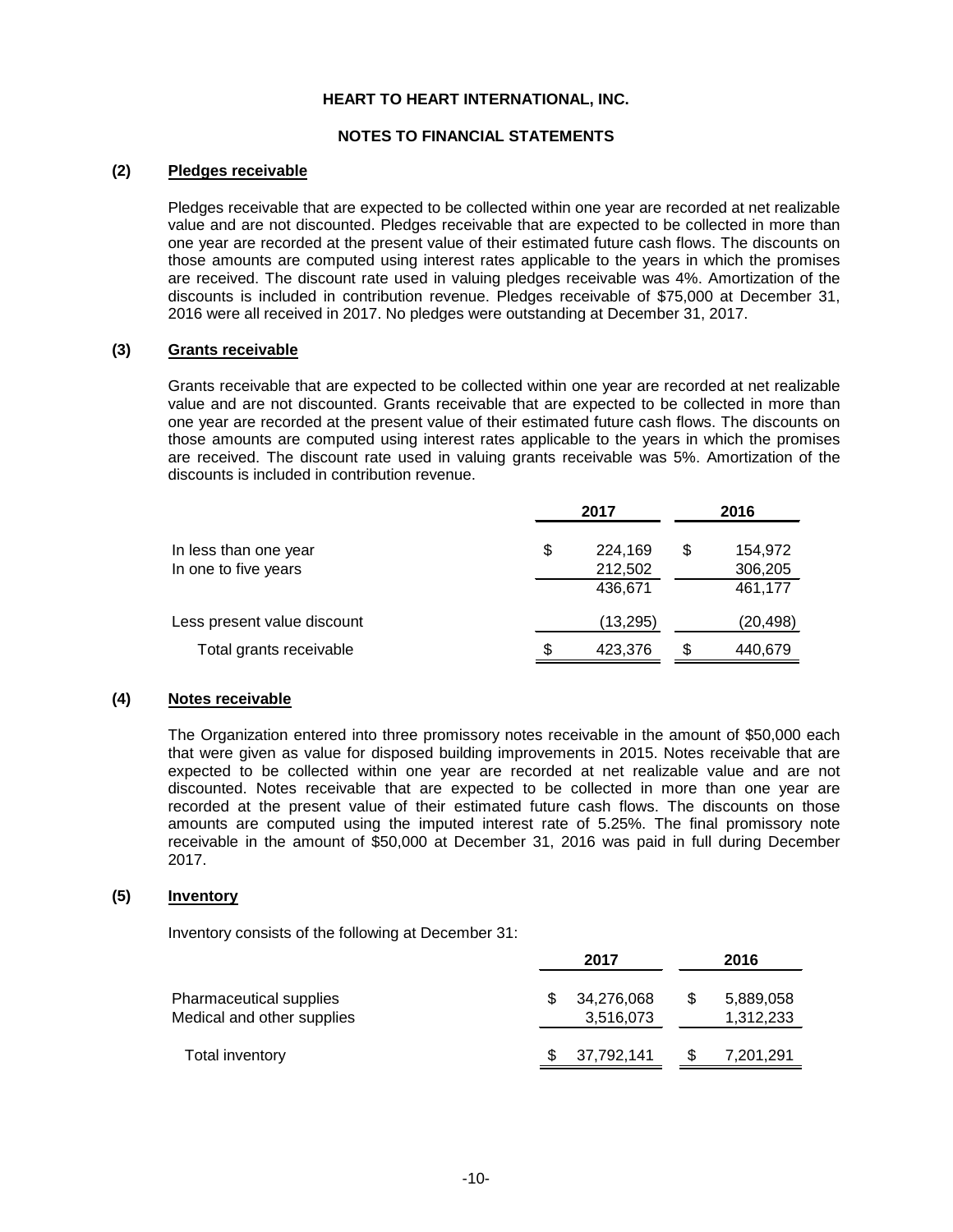# HEART TO HEART INTERNATIONAL, INC.

## NOTES TO FINANCIAL STATEMENTS

### (2) Pledges receivable

Pledges receivable that are expected to be collected within one year are recorded at net realizable value and are not discounted. Pledges receivable that are expected to be collected in more than one year are recorded at the present value of their estimated future cash flows. The discounts on those amounts are computed using interest rates applicable to the years in which the promises are received. The discount rate used in valuing pledges receivable was 4%. Amortization of the discounts is included in contribution revenue. Pledges receivable of $75,000 at December 31, 2016 were all received in 2017. No pledges were outstanding at December 31, 2017.

### (3) Grants receivable

Grants receivable that are expected to be collected within one year are recorded at net realizable value and are not discounted. Grants receivable that are expected to be collected in more than one year are recorded at the present value of their estimated future cash flows. The discounts on those amounts are computed using interest rates applicable to the years in which the promises are received. The discount rate used in valuing grants receivable was 5%. Amortization of the discounts is included in contribution revenue.

| | 2017 | 2016 |
|---|---|---|
| In less than one year | $ 224,169 | $ 154,972 |
| In one to five years | 212,502 | 306,205 |
| | 436,671 | 461,177 |
| Less present value discount | (13,295) | (20,498) |
| Total grants receivable | $ 423,376 | $ 440,679 |

### (4) Notes receivable

The Organization entered into three promissory notes receivable in the amount of $50,000 each that were given as value for disposed building improvements in 2015. Notes receivable that are expected to be collected within one year are recorded at net realizable value and are not discounted. Notes receivable that are expected to be collected in more than one year are recorded at the present value of their estimated future cash flows. The discounts on those amounts are computed using the imputed interest rate of 5.25%. The final promissory note receivable in the amount of $50,000 at December 31, 2016 was paid in full during December 2017.

### (5) Inventory

Inventory consists of the following at December 31:

| | 2017 | 2016 |
|---|---|---|
| Pharmaceutical supplies | $ 34,276,068 | $ 5,889,058 |
| Medical and other supplies | 3,516,073 | 1,312,233 |
| Total inventory | $ 37,792,141 | $ 7,201,291 |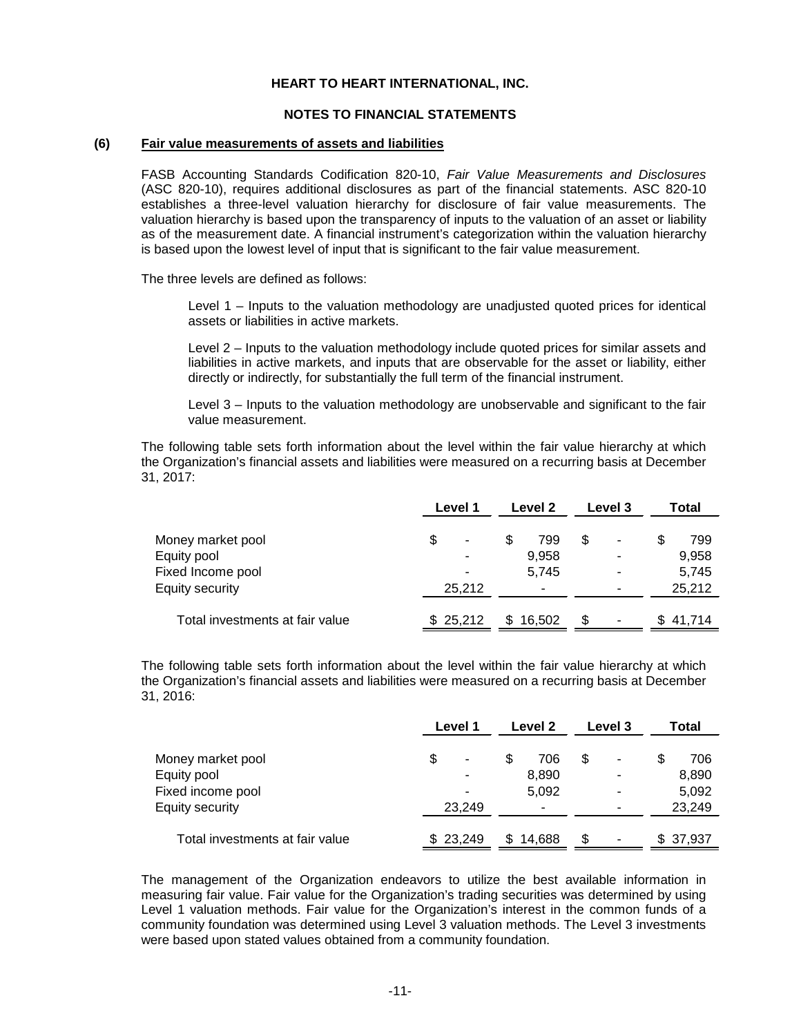**HEART TO HEART INTERNATIONAL, INC.**

**NOTES TO FINANCIAL STATEMENTS**

**(6) Fair value measurements of assets and liabilities**

FASB Accounting Standards Codification 820-10, *Fair Value Measurements and Disclosures* (ASC 820-10), requires additional disclosures as part of the financial statements. ASC 820-10 establishes a three-level valuation hierarchy for disclosure of fair value measurements. The valuation hierarchy is based upon the transparency of inputs to the valuation of an asset or liability as of the measurement date. A financial instrument's categorization within the valuation hierarchy is based upon the lowest level of input that is significant to the fair value measurement.

The three levels are defined as follows:

Level 1 – Inputs to the valuation methodology are unadjusted quoted prices for identical assets or liabilities in active markets.

Level 2 – Inputs to the valuation methodology include quoted prices for similar assets and liabilities in active markets, and inputs that are observable for the asset or liability, either directly or indirectly, for substantially the full term of the financial instrument.

Level 3 – Inputs to the valuation methodology are unobservable and significant to the fair value measurement.

The following table sets forth information about the level within the fair value hierarchy at which the Organization's financial assets and liabilities were measured on a recurring basis at December 31, 2017:

| | Level 1 | Level 2 | Level 3 | Total |
|---|---|---|---|---|
| Money market pool | $ - | $ 799 | $ - | $ 799 |
| Equity pool | - | 9,958 | - | 9,958 |
| Fixed Income pool | - | 5,745 | - | 5,745 |
| Equity security | 25,212 | - | - | 25,212 |
| Total investments at fair value | $ 25,212 | $ 16,502 | $ - | $ 41,714 |

The following table sets forth information about the level within the fair value hierarchy at which the Organization's financial assets and liabilities were measured on a recurring basis at December 31, 2016:

| | Level 1 | Level 2 | Level 3 | Total |
|---|---|---|---|---|
| Money market pool | $ - | $ 706 | $ - | $ 706 |
| Equity pool | - | 8,890 | - | 8,890 |
| Fixed income pool | - | 5,092 | - | 5,092 |
| Equity security | 23,249 | - | - | 23,249 |
| Total investments at fair value | $ 23,249 | $ 14,688 | $ - | $ 37,937 |

The management of the Organization endeavors to utilize the best available information in measuring fair value. Fair value for the Organization's trading securities was determined by using Level 1 valuation methods. Fair value for the Organization's interest in the common funds of a community foundation was determined using Level 3 valuation methods. The Level 3 investments were based upon stated values obtained from a community foundation.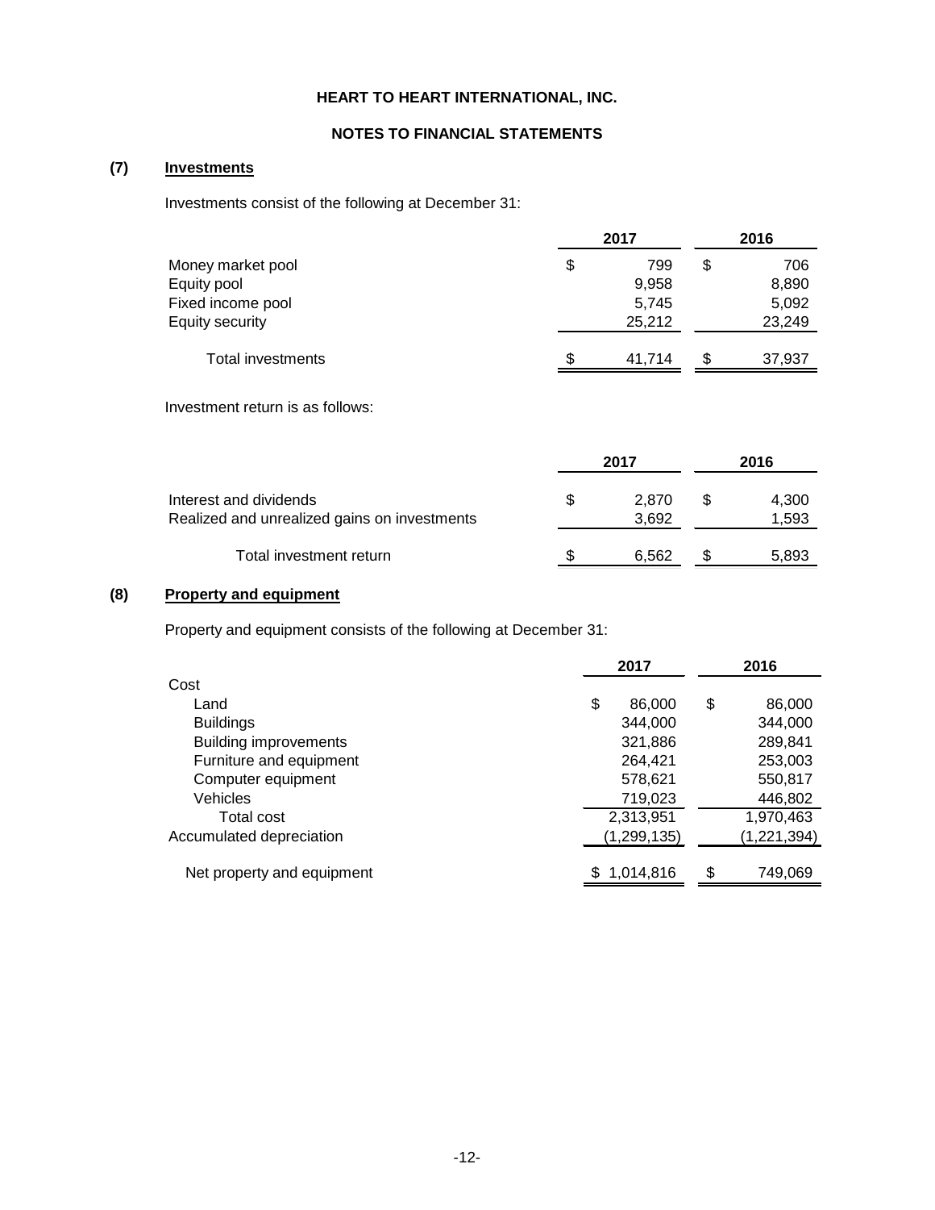# HEART TO HEART INTERNATIONAL, INC.

## NOTES TO FINANCIAL STATEMENTS

### (7) Investments

Investments consist of the following at December 31:

| | 2017 | 2016 |
|---|---|---|
| Money market pool | $ 799 | $ 706 |
| Equity pool | 9,958 | 8,890 |
| Fixed income pool | 5,745 | 5,092 |
| Equity security | 25,212 | 23,249 |
| Total investments | $ 41,714 | $ 37,937 |

Investment return is as follows:

| | 2017 | 2016 |
|---|---|---|
| Interest and dividends | $ 2,870 | $ 4,300 |
| Realized and unrealized gains on investments | 3,692 | 1,593 |
| Total investment return | $ 6,562 | $ 5,893 |

### (8) Property and equipment

Property and equipment consists of the following at December 31:

| | 2017 | 2016 |
|---|---|---|
| Cost | | |
| Land | $ 86,000 | $ 86,000 |
| Buildings | 344,000 | 344,000 |
| Building improvements | 321,886 | 289,841 |
| Furniture and equipment | 264,421 | 253,003 |
| Computer equipment | 578,621 | 550,817 |
| Vehicles | 719,023 | 446,802 |
| Total cost | 2,313,951 | 1,970,463 |
| Accumulated depreciation | (1,299,135) | (1,221,394) |
| Net property and equipment | $ 1,014,816 | $ 749,069 |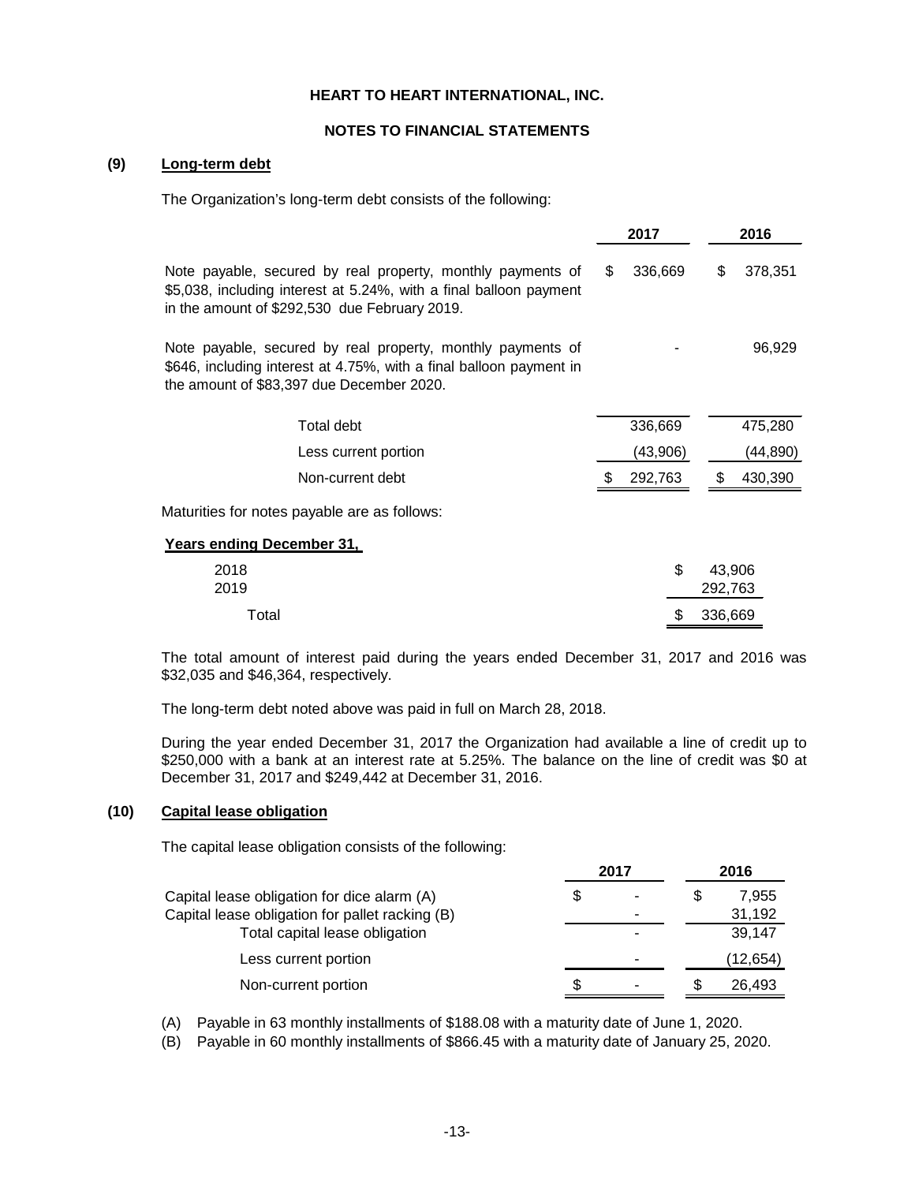**HEART TO HEART INTERNATIONAL, INC.**

**NOTES TO FINANCIAL STATEMENTS**

## (9) Long-term debt

The Organization's long-term debt consists of the following:

| | 2017 | 2016 |
|---|---|---|
| Note payable, secured by real property, monthly payments of $5,038, including interest at 5.24%, with a final balloon payment in the amount of $292,530 due February 2019. | $ 336,669 | $ 378,351 |
| Note payable, secured by real property, monthly payments of $646, including interest at 4.75%, with a final balloon payment in the amount of $83,397 due December 2020. | - | 96,929 |
| Total debt | 336,669 | 475,280 |
| Less current portion | (43,906) | (44,890) |
| Non-current debt | $ 292,763 | $ 430,390 |

Maturities for notes payable are as follows:

| Years ending December 31, | |
|---|---|
| 2018 | $ 43,906 |
| 2019 | 292,763 |
| Total | $ 336,669 |

The total amount of interest paid during the years ended December 31, 2017 and 2016 was $32,035 and $46,364, respectively.

The long-term debt noted above was paid in full on March 28, 2018.

During the year ended December 31, 2017 the Organization had available a line of credit up to $250,000 with a bank at an interest rate at 5.25%. The balance on the line of credit was $0 at December 31, 2017 and $249,442 at December 31, 2016.

## (10) Capital lease obligation

The capital lease obligation consists of the following:

| | 2017 | 2016 |
|---|---|---|
| Capital lease obligation for dice alarm (A) | $ - | $ 7,955 |
| Capital lease obligation for pallet racking (B) | - | 31,192 |
| Total capital lease obligation | - | 39,147 |
| Less current portion | - | (12,654) |
| Non-current portion | $ - | $ 26,493 |

(A) Payable in 63 monthly installments of $188.08 with a maturity date of June 1, 2020.

(B) Payable in 60 monthly installments of $866.45 with a maturity date of January 25, 2020.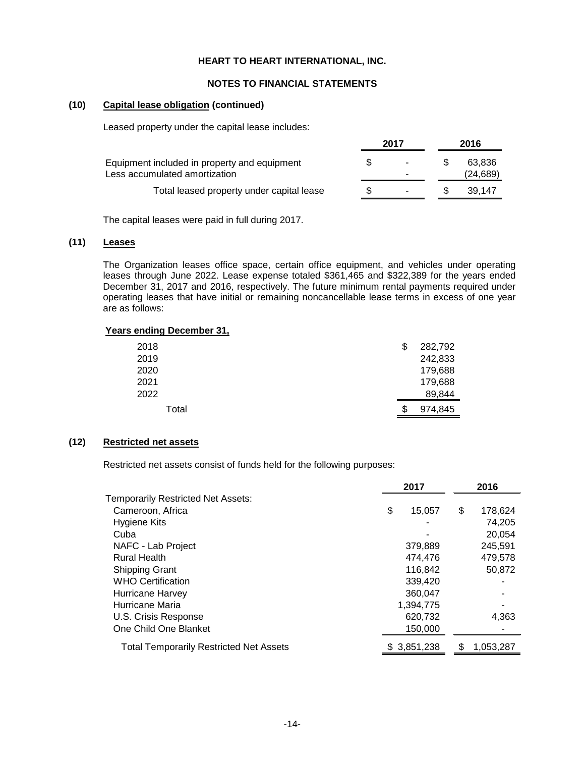**HEART TO HEART INTERNATIONAL, INC.**

**NOTES TO FINANCIAL STATEMENTS**

**(10) Capital lease obligation (continued)**

Leased property under the capital lease includes:

| | 2017 | 2016 |
|---|---|---|
| Equipment included in property and equipment | $ - | $ 63,836 |
| Less accumulated amortization | - | (24,689) |
| Total leased property under capital lease | $ - | $ 39,147 |

The capital leases were paid in full during 2017.

**(11) Leases**

The Organization leases office space, certain office equipment, and vehicles under operating leases through June 2022. Lease expense totaled $361,465 and $322,389 for the years ended December 31, 2017 and 2016, respectively. The future minimum rental payments required under operating leases that have initial or remaining noncancellable lease terms in excess of one year are as follows:

| Years ending December 31, | |
|---|---|
| 2018 | $ 282,792 |
| 2019 | 242,833 |
| 2020 | 179,688 |
| 2021 | 179,688 |
| 2022 | 89,844 |
| Total | $ 974,845 |

**(12) Restricted net assets**

Restricted net assets consist of funds held for the following purposes:

| | 2017 | 2016 |
|---|---|---|
| Temporarily Restricted Net Assets: | | |
| Cameroon, Africa | $ 15,057 | $ 178,624 |
| Hygiene Kits | - | 74,205 |
| Cuba | - | 20,054 |
| NAFC - Lab Project | 379,889 | 245,591 |
| Rural Health | 474,476 | 479,578 |
| Shipping Grant | 116,842 | 50,872 |
| WHO Certification | 339,420 | - |
| Hurricane Harvey | 360,047 | - |
| Hurricane Maria | 1,394,775 | - |
| U.S. Crisis Response | 620,732 | 4,363 |
| One Child One Blanket | 150,000 | - |
| Total Temporarily Restricted Net Assets | $ 3,851,238 | $ 1,053,287 |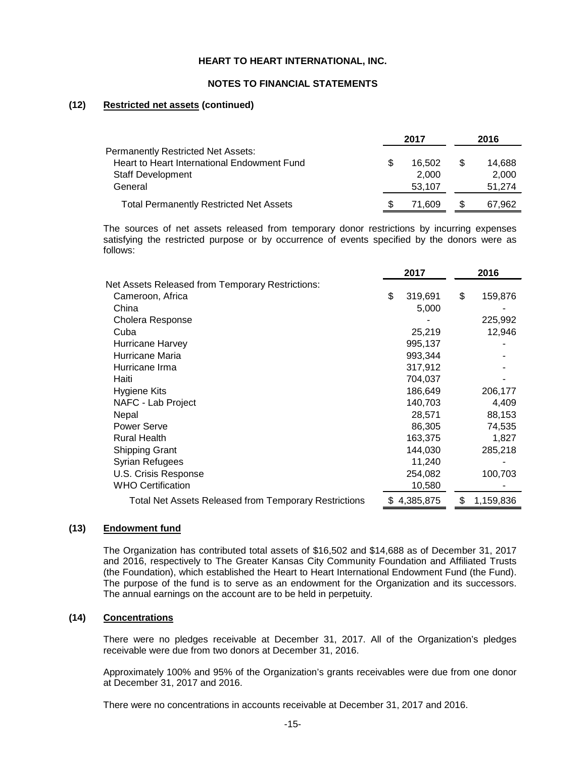**HEART TO HEART INTERNATIONAL, INC.**

**NOTES TO FINANCIAL STATEMENTS**

**(12) Restricted net assets (continued)**

| | 2017 | 2016 |
|---|---|---|
| Permanently Restricted Net Assets: | | |
| Heart to Heart International Endowment Fund | $ 16,502 | $ 14,688 |
| Staff Development | 2,000 | 2,000 |
| General | 53,107 | 51,274 |
| Total Permanently Restricted Net Assets | $ 71,609 | $ 67,962 |

The sources of net assets released from temporary donor restrictions by incurring expenses satisfying the restricted purpose or by occurrence of events specified by the donors were as follows:

| | 2017 | 2016 |
|---|---|---|
| Net Assets Released from Temporary Restrictions: | | |
| Cameroon, Africa | $ 319,691 | $ 159,876 |
| China | 5,000 | - |
| Cholera Response | - | 225,992 |
| Cuba | 25,219 | 12,946 |
| Hurricane Harvey | 995,137 | - |
| Hurricane Maria | 993,344 | - |
| Hurricane Irma | 317,912 | - |
| Haiti | 704,037 | - |
| Hygiene Kits | 186,649 | 206,177 |
| NAFC - Lab Project | 140,703 | 4,409 |
| Nepal | 28,571 | 88,153 |
| Power Serve | 86,305 | 74,535 |
| Rural Health | 163,375 | 1,827 |
| Shipping Grant | 144,030 | 285,218 |
| Syrian Refugees | 11,240 | - |
| U.S. Crisis Response | 254,082 | 100,703 |
| WHO Certification | 10,580 | - |
| Total Net Assets Released from Temporary Restrictions | $ 4,385,875 | $ 1,159,836 |

**(13) Endowment fund**

The Organization has contributed total assets of $16,502 and $14,688 as of December 31, 2017 and 2016, respectively to The Greater Kansas City Community Foundation and Affiliated Trusts (the Foundation), which established the Heart to Heart International Endowment Fund (the Fund). The purpose of the fund is to serve as an endowment for the Organization and its successors. The annual earnings on the account are to be held in perpetuity.

**(14) Concentrations**

There were no pledges receivable at December 31, 2017. All of the Organization's pledges receivable were due from two donors at December 31, 2016.

Approximately 100% and 95% of the Organization's grants receivables were due from one donor at December 31, 2017 and 2016.

There were no concentrations in accounts receivable at December 31, 2017 and 2016.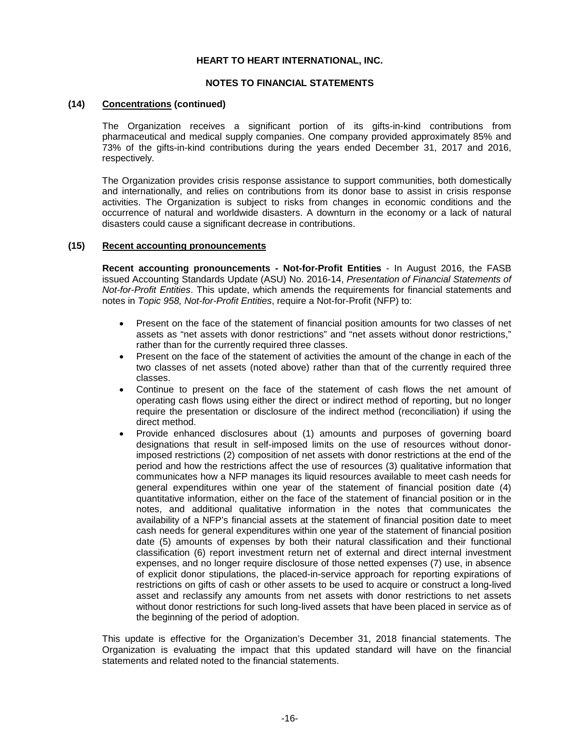## (14) Concentrations (continued)

The Organization receives a significant portion of its gifts-in-kind contributions from pharmaceutical and medical supply companies. One company provided approximately 85% and 73% of the gifts-in-kind contributions during the years ended December 31, 2017 and 2016, respectively.

The Organization provides crisis response assistance to support communities, both domestically and internationally, and relies on contributions from its donor base to assist in crisis response activities. The Organization is subject to risks from changes in economic conditions and the occurrence of natural and worldwide disasters. A downturn in the economy or a lack of natural disasters could cause a significant decrease in contributions.

## (15) Recent accounting pronouncements

**Recent accounting pronouncements - Not-for-Profit Entities** - In August 2016, the FASB issued Accounting Standards Update (ASU) No. 2016-14, *Presentation of Financial Statements of Not-for-Profit Entities*. This update, which amends the requirements for financial statements and notes in *Topic 958, Not-for-Profit Entities*, require a Not-for-Profit (NFP) to:

- Present on the face of the statement of financial position amounts for two classes of net assets as "net assets with donor restrictions" and "net assets without donor restrictions," rather than for the currently required three classes.
- Present on the face of the statement of activities the amount of the change in each of the two classes of net assets (noted above) rather than that of the currently required three classes.
- Continue to present on the face of the statement of cash flows the net amount of operating cash flows using either the direct or indirect method of reporting, but no longer require the presentation or disclosure of the indirect method (reconciliation) if using the direct method.
- Provide enhanced disclosures about (1) amounts and purposes of governing board designations that result in self-imposed limits on the use of resources without donor-imposed restrictions (2) composition of net assets with donor restrictions at the end of the period and how the restrictions affect the use of resources (3) qualitative information that communicates how a NFP manages its liquid resources available to meet cash needs for general expenditures within one year of the statement of financial position date (4) quantitative information, either on the face of the statement of financial position or in the notes, and additional qualitative information in the notes that communicates the availability of a NFP's financial assets at the statement of financial position date to meet cash needs for general expenditures within one year of the statement of financial position date (5) amounts of expenses by both their natural classification and their functional classification (6) report investment return net of external and direct internal investment expenses, and no longer require disclosure of those netted expenses (7) use, in absence of explicit donor stipulations, the placed-in-service approach for reporting expirations of restrictions on gifts of cash or other assets to be used to acquire or construct a long-lived asset and reclassify any amounts from net assets with donor restrictions to net assets without donor restrictions for such long-lived assets that have been placed in service as of the beginning of the period of adoption.

This update is effective for the Organization's December 31, 2018 financial statements. The Organization is evaluating the impact that this updated standard will have on the financial statements and related noted to the financial statements.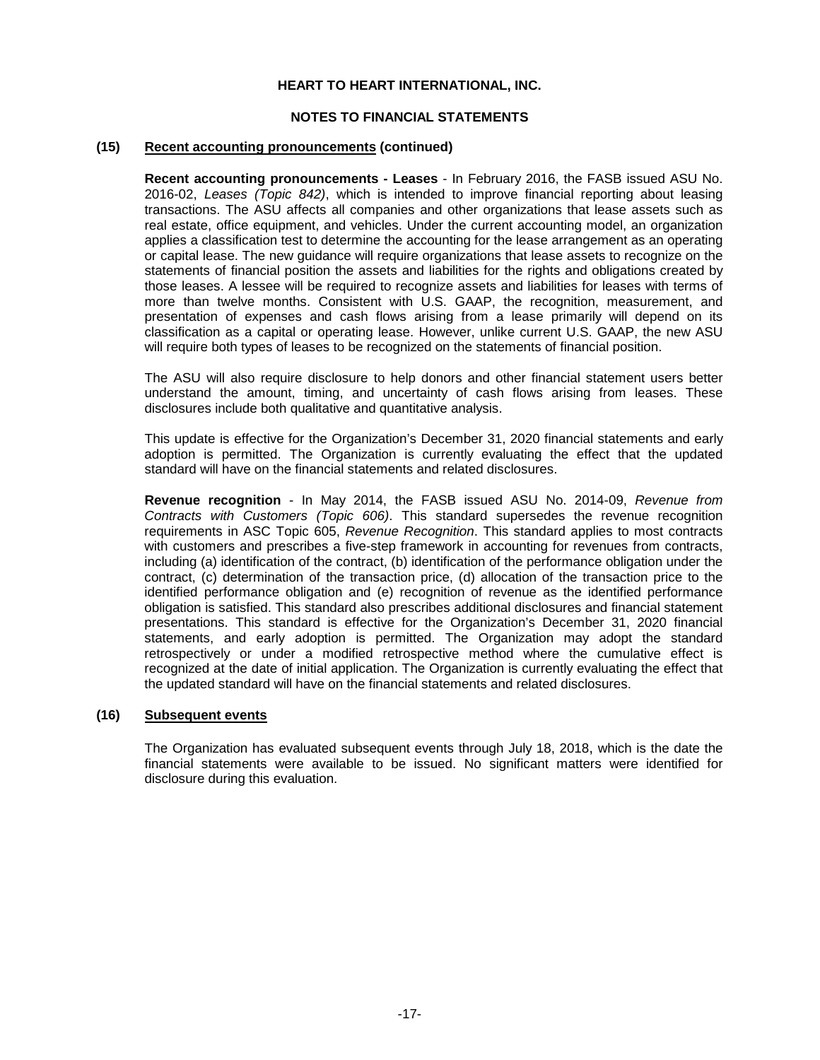# HEART TO HEART INTERNATIONAL, INC.

## NOTES TO FINANCIAL STATEMENTS

### (15) Recent accounting pronouncements (continued)

**Recent accounting pronouncements - Leases** - In February 2016, the FASB issued ASU No. 2016-02, *Leases (Topic 842)*, which is intended to improve financial reporting about leasing transactions. The ASU affects all companies and other organizations that lease assets such as real estate, office equipment, and vehicles. Under the current accounting model, an organization applies a classification test to determine the accounting for the lease arrangement as an operating or capital lease. The new guidance will require organizations that lease assets to recognize on the statements of financial position the assets and liabilities for the rights and obligations created by those leases. A lessee will be required to recognize assets and liabilities for leases with terms of more than twelve months. Consistent with U.S. GAAP, the recognition, measurement, and presentation of expenses and cash flows arising from a lease primarily will depend on its classification as a capital or operating lease. However, unlike current U.S. GAAP, the new ASU will require both types of leases to be recognized on the statements of financial position.

The ASU will also require disclosure to help donors and other financial statement users better understand the amount, timing, and uncertainty of cash flows arising from leases. These disclosures include both qualitative and quantitative analysis.

This update is effective for the Organization's December 31, 2020 financial statements and early adoption is permitted. The Organization is currently evaluating the effect that the updated standard will have on the financial statements and related disclosures.

**Revenue recognition** - In May 2014, the FASB issued ASU No. 2014-09, *Revenue from Contracts with Customers (Topic 606)*. This standard supersedes the revenue recognition requirements in ASC Topic 605, *Revenue Recognition*. This standard applies to most contracts with customers and prescribes a five-step framework in accounting for revenues from contracts, including (a) identification of the contract, (b) identification of the performance obligation under the contract, (c) determination of the transaction price, (d) allocation of the transaction price to the identified performance obligation and (e) recognition of revenue as the identified performance obligation is satisfied. This standard also prescribes additional disclosures and financial statement presentations. This standard is effective for the Organization's December 31, 2020 financial statements, and early adoption is permitted. The Organization may adopt the standard retrospectively or under a modified retrospective method where the cumulative effect is recognized at the date of initial application. The Organization is currently evaluating the effect that the updated standard will have on the financial statements and related disclosures.

### (16) Subsequent events

The Organization has evaluated subsequent events through July 18, 2018, which is the date the financial statements were available to be issued. No significant matters were identified for disclosure during this evaluation.